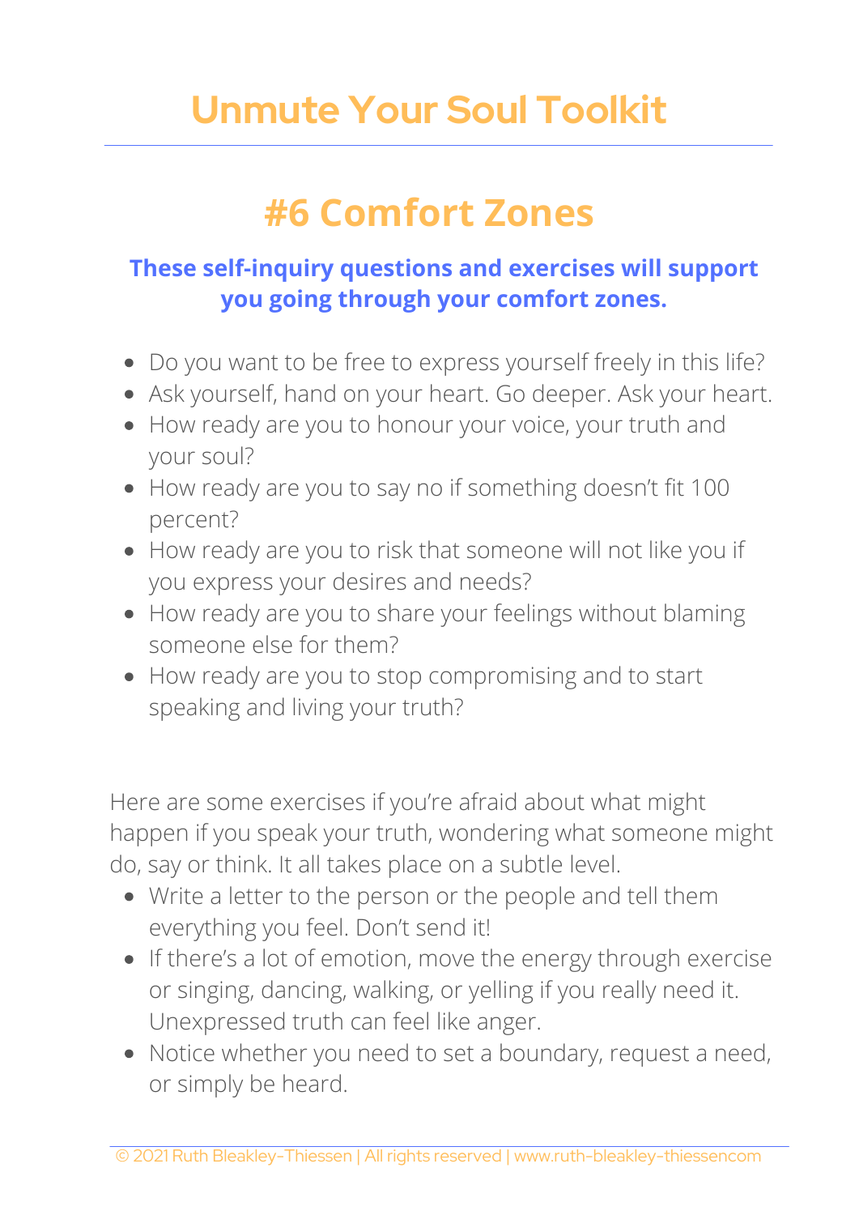# Unmute Your Soul Toolkit

## #6 Comfort Zones

**These self-inquiry questions and exercises will support you going through your comfort zones.**

- Do you want to be free to express yourself freely in this life?
- Ask yourself, hand on your heart. Go deeper. Ask your heart.
- How ready are you to honour your voice, your truth and your soul?
- How ready are you to say no if something doesn't fit 100 percent?
- How ready are you to risk that someone will not like you if you express your desires and needs?
- How ready are you to share your feelings without blaming someone else for them?
- How ready are you to stop compromising and to start speaking and living your truth?

Here are some exercises if you're afraid about what might happen if you speak your truth, wondering what someone might do, say or think. It all takes place on a subtle level.

- Write a letter to the person or the people and tell them everything you feel. Don't send it!
- If there's a lot of emotion, move the energy through exercise or singing, dancing, walking, or yelling if you really need it. Unexpressed truth can feel like anger.
- Notice whether you need to set a boundary, request a need, or simply be heard.

© 2021 Ruth Bleakley-Thiessen | All rights reserved | www.ruth-bleakley-thiessencom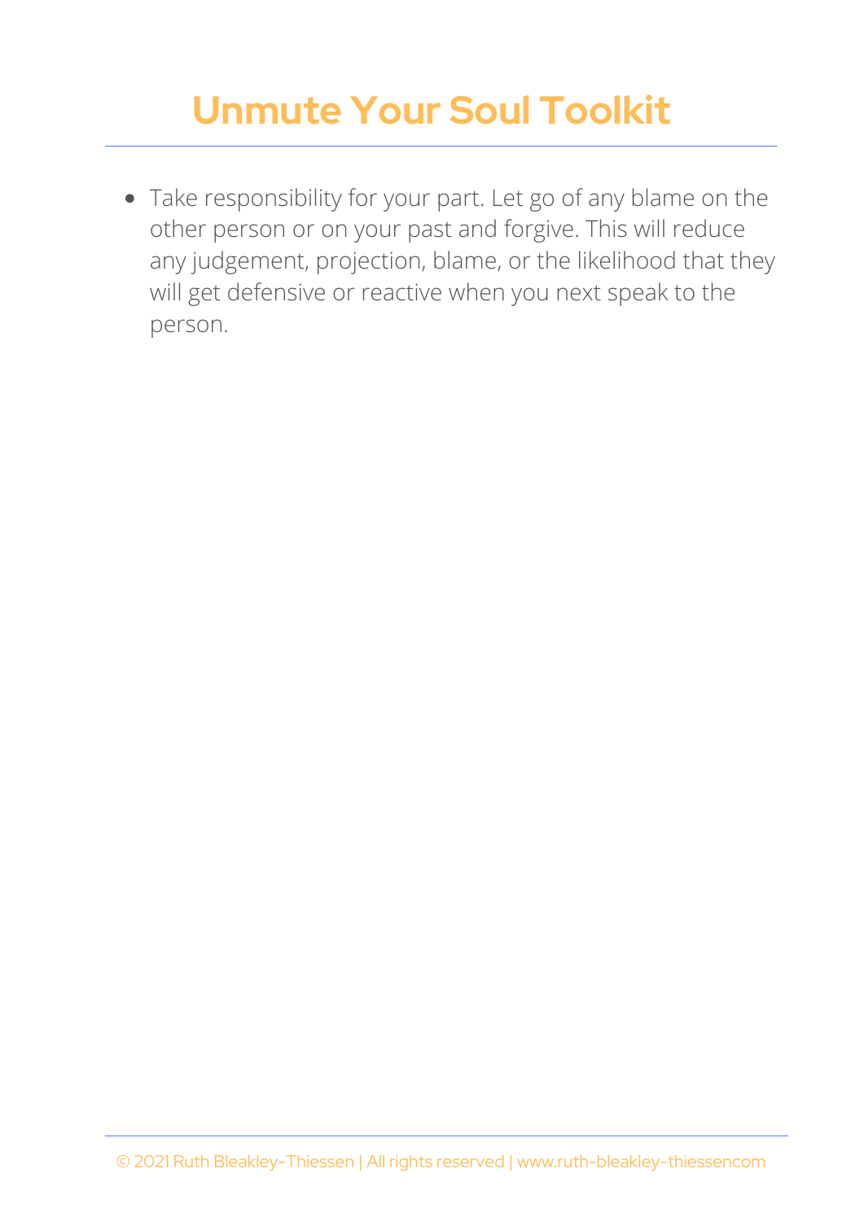# Unmute Your Soul Toolkit

- Take responsibility for your part. Let go of any blame on the other person or on your past and forgive. This will reduce any judgement, projection, blame, or the likelihood that they will get defensive or reactive when you next speak to the person.